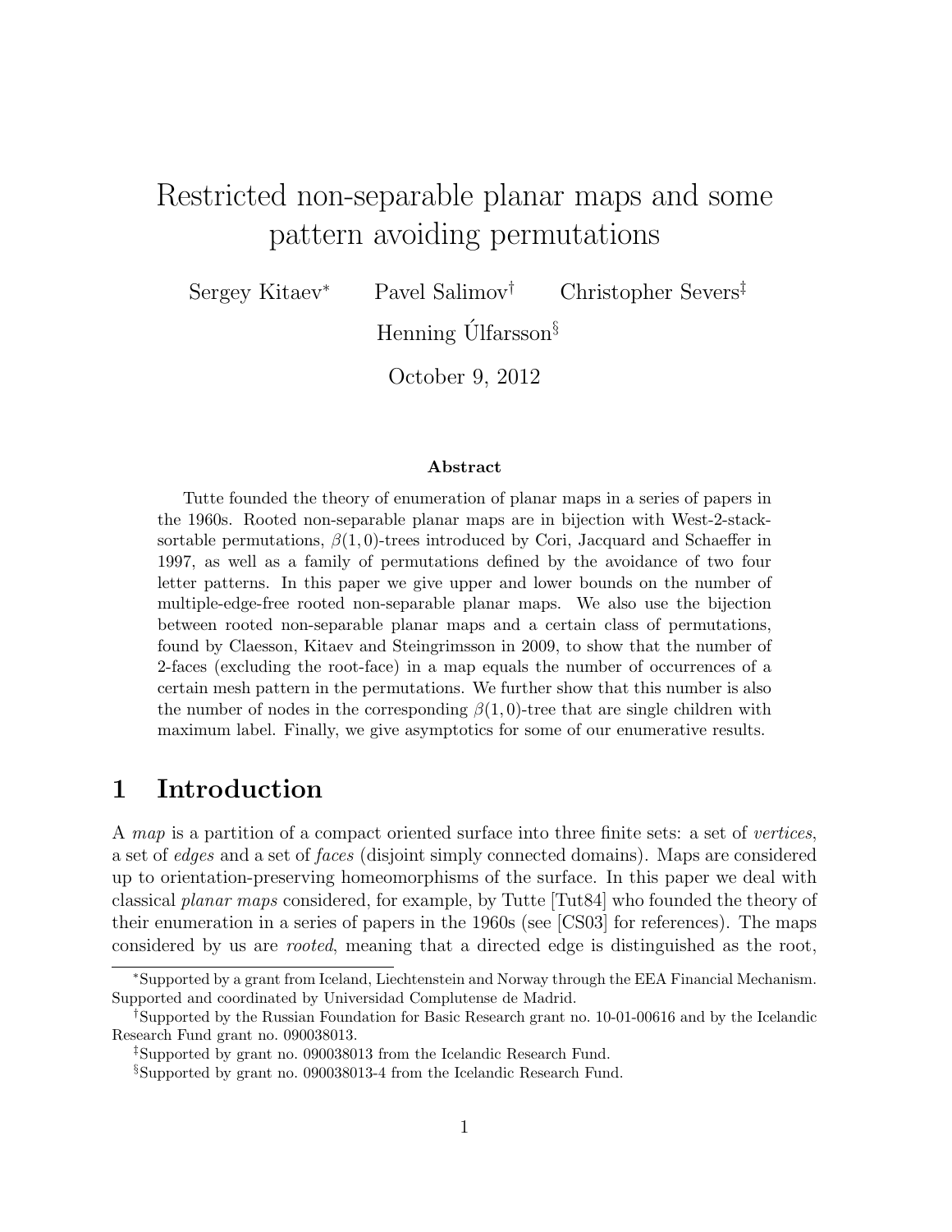# Restricted non-separable planar maps and some pattern avoiding permutations

Sergey Kitaev[*] Pavel Salimov[†] Christopher Severs[‡]

Henning Úlfarsson[§]

October 9, 2012

### Abstract

Tutte founded the theory of enumeration of planar maps in a series of papers in the 1960s. Rooted non-separable planar maps are in bijection with West-2-stack-sortable permutations, $\beta(1,0)$-trees introduced by Cori, Jacquard and Schaeffer in 1997, as well as a family of permutations defined by the avoidance of two four letter patterns. In this paper we give upper and lower bounds on the number of multiple-edge-free rooted non-separable planar maps. We also use the bijection between rooted non-separable planar maps and a certain class of permutations, found by Claesson, Kitaev and Steingrimsson in 2009, to show that the number of 2-faces (excluding the root-face) in a map equals the number of occurrences of a certain mesh pattern in the permutations. We further show that this number is also the number of nodes in the corresponding $\beta(1,0)$-tree that are single children with maximum label. Finally, we give asymptotics for some of our enumerative results.

## 1 Introduction

A *map* is a partition of a compact oriented surface into three finite sets: a set of *vertices*, a set of *edges* and a set of *faces* (disjoint simply connected domains). Maps are considered up to orientation-preserving homeomorphisms of the surface. In this paper we deal with classical *planar maps* considered, for example, by Tutte [Tut84] who founded the theory of their enumeration in a series of papers in the 1960s (see [CS03] for references). The maps considered by us are *rooted*, meaning that a directed edge is distinguished as the root,

---

[*] Supported by a grant from Iceland, Liechtenstein and Norway through the EEA Financial Mechanism. Supported and coordinated by Universidad Complutense de Madrid.

[†] Supported by the Russian Foundation for Basic Research grant no. 10-01-00616 and by the Icelandic Research Fund grant no. 090038013.

[‡] Supported by grant no. 090038013 from the Icelandic Research Fund.

[§] Supported by grant no. 090038013-4 from the Icelandic Research Fund.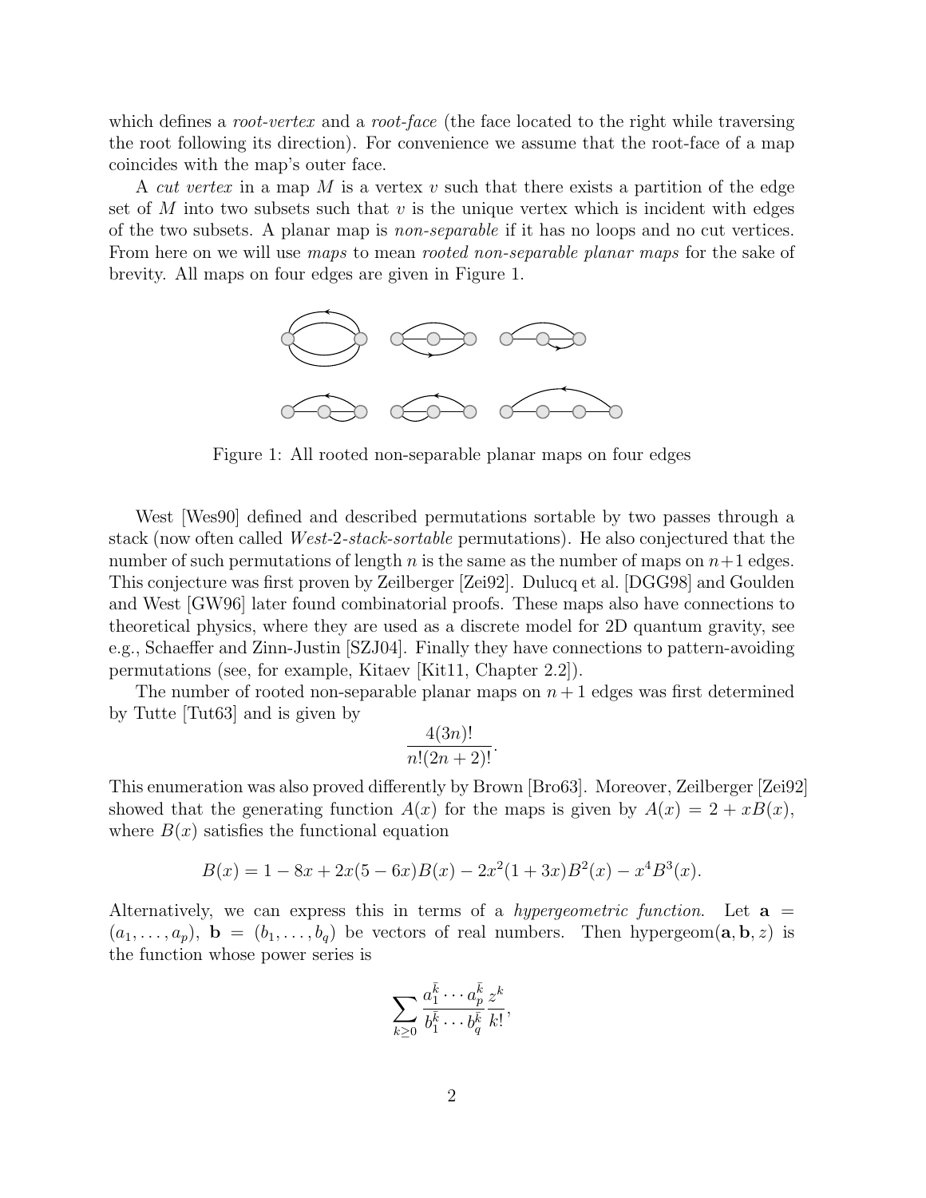which defines a *root-vertex* and a *root-face* (the face located to the right while traversing the root following its direction). For convenience we assume that the root-face of a map coincides with the map's outer face.

A *cut vertex* in a map $M$ is a vertex $v$ such that there exists a partition of the edge set of $M$ into two subsets such that $v$ is the unique vertex which is incident with edges of the two subsets. A planar map is *non-separable* if it has no loops and no cut vertices. From here on we will use *maps* to mean *rooted non-separable planar maps* for the sake of brevity. All maps on four edges are given in Figure 1.

Figure 1: All rooted non-separable planar maps on four edges

West [Wes90] defined and described permutations sortable by two passes through a stack (now often called *West-2-stack-sortable* permutations). He also conjectured that the number of such permutations of length $n$ is the same as the number of maps on $n+1$ edges. This conjecture was first proven by Zeilberger [Zei92]. Dulucq et al. [DGG98] and Goulden and West [GW96] later found combinatorial proofs. These maps also have connections to theoretical physics, where they are used as a discrete model for 2D quantum gravity, see e.g., Schaeffer and Zinn-Justin [SZJ04]. Finally they have connections to pattern-avoiding permutations (see, for example, Kitaev [Kit11, Chapter 2.2]).

The number of rooted non-separable planar maps on $n+1$ edges was first determined by Tutte [Tut63] and is given by

$$\frac{4(3n)!}{n!(2n+2)!}.$$

This enumeration was also proved differently by Brown [Bro63]. Moreover, Zeilberger [Zei92] showed that the generating function $A(x)$ for the maps is given by $A(x) = 2 + xB(x)$, where $B(x)$ satisfies the functional equation

$$B(x) = 1 - 8x + 2x(5 - 6x)B(x) - 2x^2(1 + 3x)B^2(x) - x^4B^3(x).$$

Alternatively, we can express this in terms of a *hypergeometric function*. Let $\mathbf{a} = (a_1, \ldots, a_p)$, $\mathbf{b} = (b_1, \ldots, b_q)$ be vectors of real numbers. Then hypergeom$(\mathbf{a}, \mathbf{b}, z)$ is the function whose power series is

$$\sum_{k\geq 0} \frac{a_1^{\bar{k}} \cdots a_p^{\bar{k}}}{b_1^{\bar{k}} \cdots b_q^{\bar{k}}} \frac{z^k}{k!},$$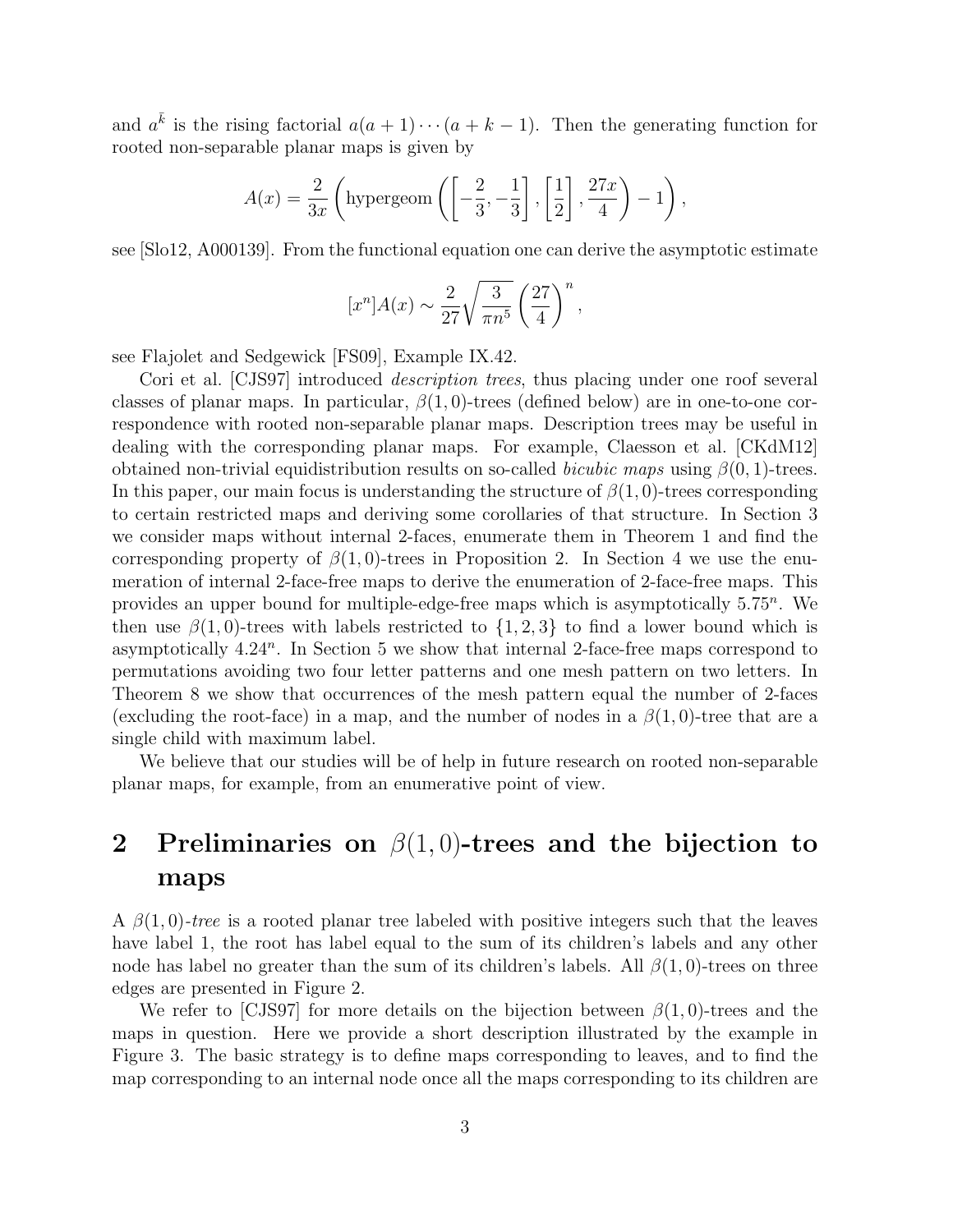and $a^{\bar{k}}$ is the rising factorial $a(a+1)\cdots(a+k-1)$. Then the generating function for rooted non-separable planar maps is given by

$$A(x) = \frac{2}{3x}\left(\text{hypergeom}\left(\left[-\frac{2}{3}, -\frac{1}{3}\right], \left[\frac{1}{2}\right], \frac{27x}{4}\right) - 1\right),$$

see [Slo12, A000139]. From the functional equation one can derive the asymptotic estimate

$$[x^n]A(x) \sim \frac{2}{27}\sqrt{\frac{3}{\pi n^5}}\left(\frac{27}{4}\right)^n,$$

see Flajolet and Sedgewick [FS09], Example IX.42.

Cori et al. [CJS97] introduced *description trees*, thus placing under one roof several classes of planar maps. In particular, $\beta(1,0)$-trees (defined below) are in one-to-one correspondence with rooted non-separable planar maps. Description trees may be useful in dealing with the corresponding planar maps. For example, Claesson et al. [CKdM12] obtained non-trivial equidistribution results on so-called *bicubic maps* using $\beta(0,1)$-trees. In this paper, our main focus is understanding the structure of $\beta(1,0)$-trees corresponding to certain restricted maps and deriving some corollaries of that structure. In Section 3 we consider maps without internal 2-faces, enumerate them in Theorem 1 and find the corresponding property of $\beta(1,0)$-trees in Proposition 2. In Section 4 we use the enumeration of internal 2-face-free maps to derive the enumeration of 2-face-free maps. This provides an upper bound for multiple-edge-free maps which is asymptotically $5.75^n$. We then use $\beta(1,0)$-trees with labels restricted to $\{1,2,3\}$ to find a lower bound which is asymptotically $4.24^n$. In Section 5 we show that internal 2-face-free maps correspond to permutations avoiding two four letter patterns and one mesh pattern on two letters. In Theorem 8 we show that occurrences of the mesh pattern equal the number of 2-faces (excluding the root-face) in a map, and the number of nodes in a $\beta(1,0)$-tree that are a single child with maximum label.

We believe that our studies will be of help in future research on rooted non-separable planar maps, for example, from an enumerative point of view.

## 2 Preliminaries on $\beta(1,0)$-trees and the bijection to maps

A $\beta(1,0)$-*tree* is a rooted planar tree labeled with positive integers such that the leaves have label 1, the root has label equal to the sum of its children's labels and any other node has label no greater than the sum of its children's labels. All $\beta(1,0)$-trees on three edges are presented in Figure 2.

We refer to [CJS97] for more details on the bijection between $\beta(1,0)$-trees and the maps in question. Here we provide a short description illustrated by the example in Figure 3. The basic strategy is to define maps corresponding to leaves, and to find the map corresponding to an internal node once all the maps corresponding to its children are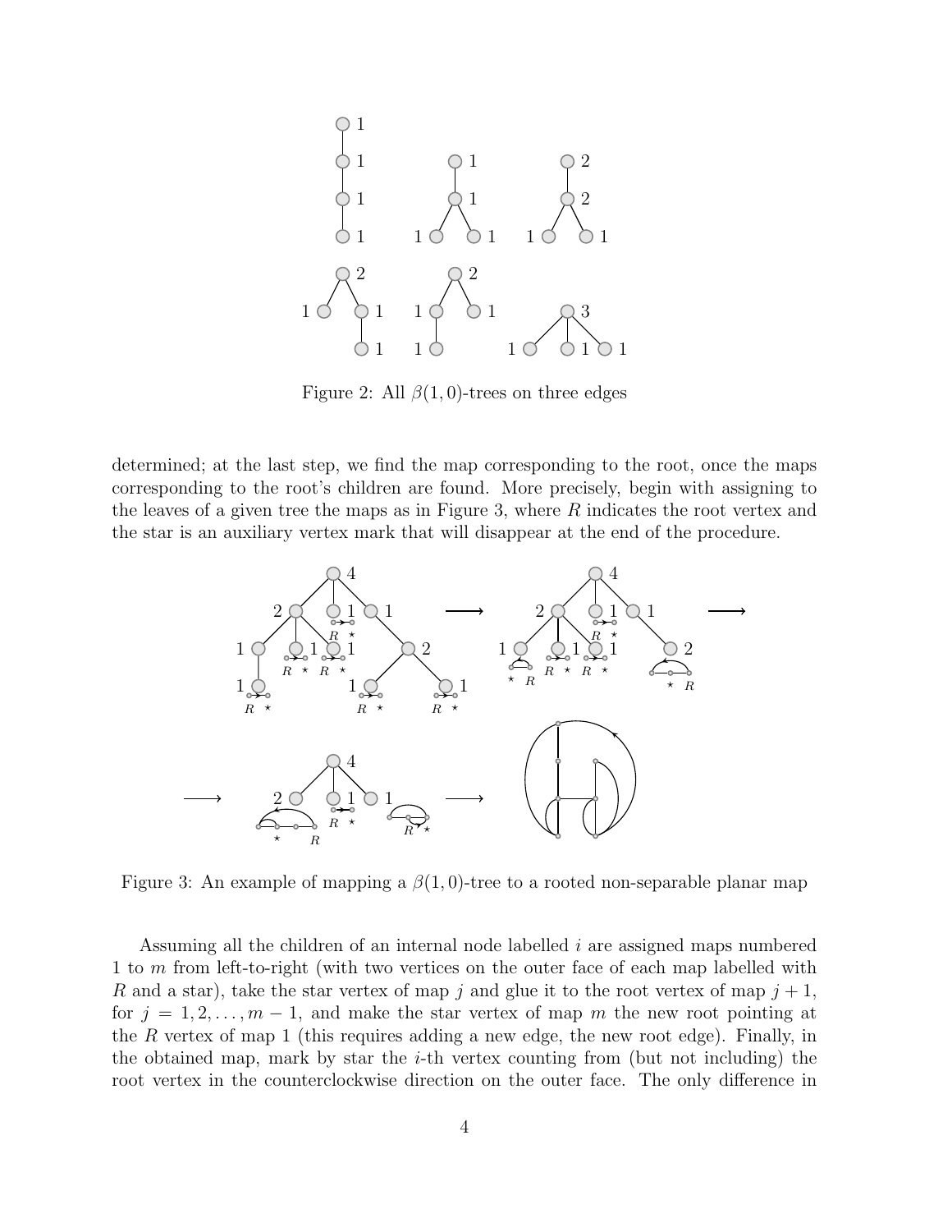Figure 2: All $\beta(1,0)$-trees on three edges

determined; at the last step, we find the map corresponding to the root, once the maps corresponding to the root's children are found. More precisely, begin with assigning to the leaves of a given tree the maps as in Figure 3, where $R$ indicates the root vertex and the star is an auxiliary vertex mark that will disappear at the end of the procedure.

Figure 3: An example of mapping a $\beta(1,0)$-tree to a rooted non-separable planar map

Assuming all the children of an internal node labelled $i$ are assigned maps numbered 1 to $m$ from left-to-right (with two vertices on the outer face of each map labelled with $R$ and a star), take the star vertex of map $j$ and glue it to the root vertex of map $j+1$, for $j = 1, 2, \ldots, m-1$, and make the star vertex of map $m$ the new root pointing at the $R$ vertex of map 1 (this requires adding a new edge, the new root edge). Finally, in the obtained map, mark by star the $i$-th vertex counting from (but not including) the root vertex in the counterclockwise direction on the outer face. The only difference in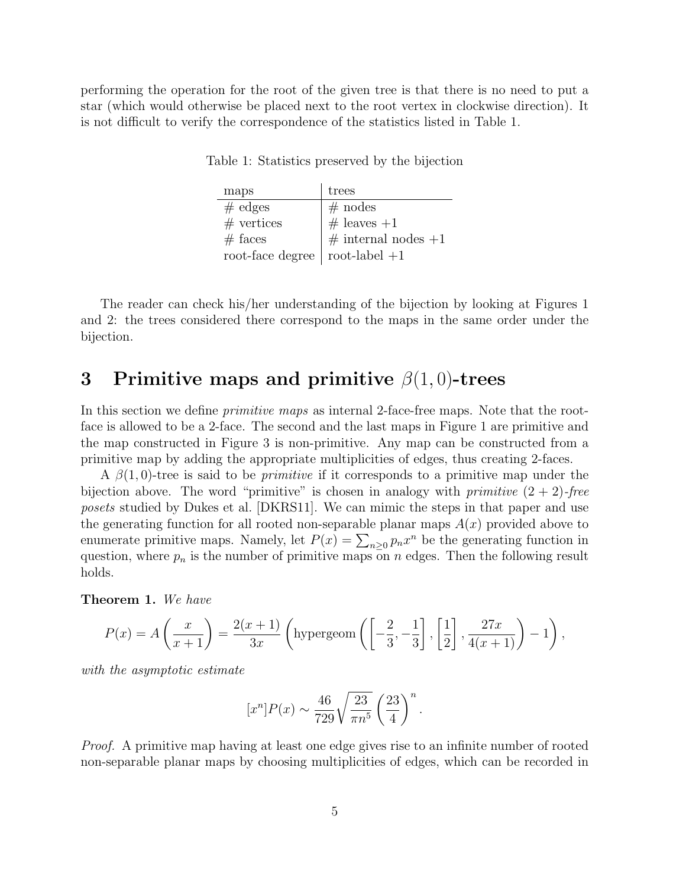performing the operation for the root of the given tree is that there is no need to put a star (which would otherwise be placed next to the root vertex in clockwise direction). It is not difficult to verify the correspondence of the statistics listed in Table 1.

Table 1: Statistics preserved by the bijection

| maps | trees |
|---|---|
| # edges | # nodes |
| # vertices | # leaves +1 |
| # faces | # internal nodes +1 |
| root-face degree | root-label +1 |

The reader can check his/her understanding of the bijection by looking at Figures 1 and 2: the trees considered there correspond to the maps in the same order under the bijection.

## 3 Primitive maps and primitive $\beta(1,0)$-trees

In this section we define *primitive maps* as internal 2-face-free maps. Note that the root-face is allowed to be a 2-face. The second and the last maps in Figure 1 are primitive and the map constructed in Figure 3 is non-primitive. Any map can be constructed from a primitive map by adding the appropriate multiplicities of edges, thus creating 2-faces.

A $\beta(1,0)$-tree is said to be *primitive* if it corresponds to a primitive map under the bijection above. The word "primitive" is chosen in analogy with *primitive* $(2+2)$*-free posets* studied by Dukes et al. [DKRS11]. We can mimic the steps in that paper and use the generating function for all rooted non-separable planar maps $A(x)$ provided above to enumerate primitive maps. Namely, let $P(x) = \sum_{n\geq 0} p_n x^n$ be the generating function in question, where $p_n$ is the number of primitive maps on $n$ edges. Then the following result holds.

**Theorem 1.** *We have*

$$P(x) = A\left(\frac{x}{x+1}\right) = \frac{2(x+1)}{3x}\left(\text{hypergeom}\left(\left[-\frac{2}{3},-\frac{1}{3}\right],\left[\frac{1}{2}\right],\frac{27x}{4(x+1)}\right)-1\right),$$

*with the asymptotic estimate*

$$[x^n]P(x) \sim \frac{46}{729}\sqrt{\frac{23}{\pi n^5}}\left(\frac{23}{4}\right)^n.$$

*Proof.* A primitive map having at least one edge gives rise to an infinite number of rooted non-separable planar maps by choosing multiplicities of edges, which can be recorded in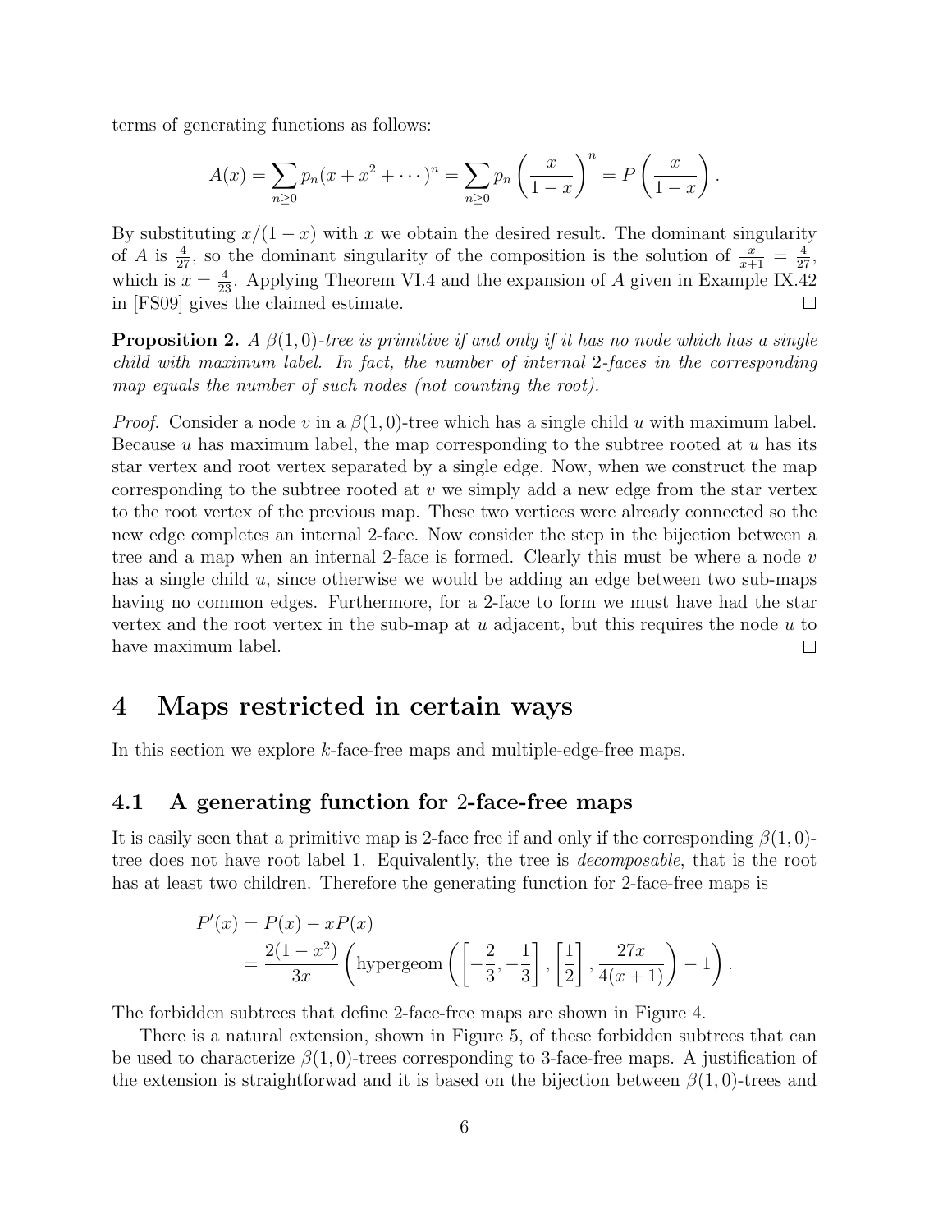terms of generating functions as follows:

$$A(x) = \sum_{n\geq 0} p_n(x + x^2 + \cdots)^n = \sum_{n\geq 0} p_n \left(\frac{x}{1-x}\right)^n = P\left(\frac{x}{1-x}\right).$$

By substituting $x/(1-x)$ with $x$ we obtain the desired result. The dominant singularity of $A$ is $\frac{4}{27}$, so the dominant singularity of the composition is the solution of $\frac{x}{x+1} = \frac{4}{27}$, which is $x = \frac{4}{23}$. Applying Theorem VI.4 and the expansion of $A$ given in Example IX.42 in [FS09] gives the claimed estimate. □

**Proposition 2.** *A $\beta(1,0)$-tree is primitive if and only if it has no node which has a single child with maximum label. In fact, the number of internal 2-faces in the corresponding map equals the number of such nodes (not counting the root).*

*Proof.* Consider a node $v$ in a $\beta(1,0)$-tree which has a single child $u$ with maximum label. Because $u$ has maximum label, the map corresponding to the subtree rooted at $u$ has its star vertex and root vertex separated by a single edge. Now, when we construct the map corresponding to the subtree rooted at $v$ we simply add a new edge from the star vertex to the root vertex of the previous map. These two vertices were already connected so the new edge completes an internal 2-face. Now consider the step in the bijection between a tree and a map when an internal 2-face is formed. Clearly this must be where a node $v$ has a single child $u$, since otherwise we would be adding an edge between two sub-maps having no common edges. Furthermore, for a 2-face to form we must have had the star vertex and the root vertex in the sub-map at $u$ adjacent, but this requires the node $u$ to have maximum label. □

# 4 Maps restricted in certain ways

In this section we explore $k$-face-free maps and multiple-edge-free maps.

## 4.1 A generating function for 2-face-free maps

It is easily seen that a primitive map is 2-face free if and only if the corresponding $\beta(1,0)$-tree does not have root label 1. Equivalently, the tree is *decomposable*, that is the root has at least two children. Therefore the generating function for 2-face-free maps is

$$\begin{aligned} P'(x) &= P(x) - xP(x) \\ &= \frac{2(1-x^2)}{3x}\left(\text{hypergeom}\left(\left[-\frac{2}{3}, -\frac{1}{3}\right], \left[\frac{1}{2}\right], \frac{27x}{4(x+1)}\right) - 1\right). \end{aligned}$$

The forbidden subtrees that define 2-face-free maps are shown in Figure 4.

There is a natural extension, shown in Figure 5, of these forbidden subtrees that can be used to characterize $\beta(1,0)$-trees corresponding to 3-face-free maps. A justification of the extension is straightforwad and it is based on the bijection between $\beta(1,0)$-trees and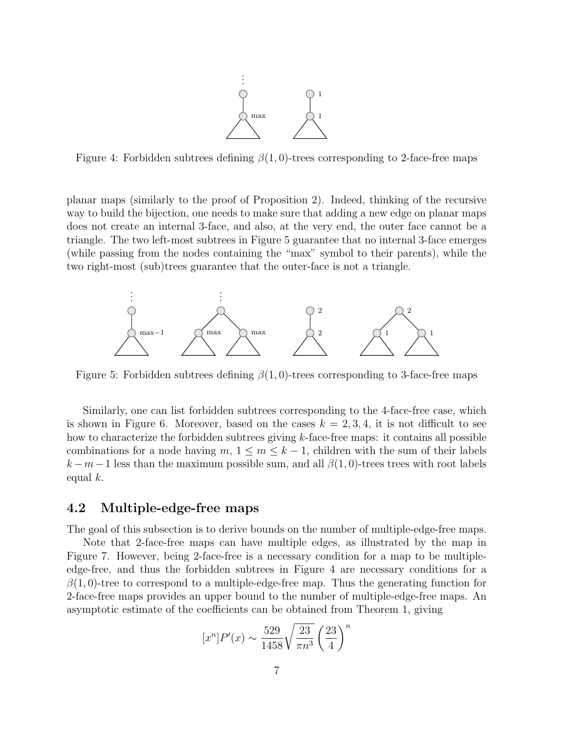Figure 4: Forbidden subtrees defining $\beta(1,0)$-trees corresponding to 2-face-free maps

planar maps (similarly to the proof of Proposition 2). Indeed, thinking of the recursive way to build the bijection, one needs to make sure that adding a new edge on planar maps does not create an internal 3-face, and also, at the very end, the outer face cannot be a triangle. The two left-most subtrees in Figure 5 guarantee that no internal 3-face emerges (while passing from the nodes containing the "max" symbol to their parents), while the two right-most (sub)trees guarantee that the outer-face is not a triangle.

Figure 5: Forbidden subtrees defining $\beta(1,0)$-trees corresponding to 3-face-free maps

Similarly, one can list forbidden subtrees corresponding to the 4-face-free case, which is shown in Figure 6. Moreover, based on the cases $k = 2, 3, 4$, it is not difficult to see how to characterize the forbidden subtrees giving $k$-face-free maps: it contains all possible combinations for a node having $m$, $1 \leq m \leq k-1$, children with the sum of their labels $k-m-1$ less than the maximum possible sum, and all $\beta(1,0)$-trees trees with root labels equal $k$.

## 4.2 Multiple-edge-free maps

The goal of this subsection is to derive bounds on the number of multiple-edge-free maps.

Note that 2-face-free maps can have multiple edges, as illustrated by the map in Figure 7. However, being 2-face-free is a necessary condition for a map to be multiple-edge-free, and thus the forbidden subtrees in Figure 4 are necessary conditions for a $\beta(1,0)$-tree to correspond to a multiple-edge-free map. Thus the generating function for 2-face-free maps provides an upper bound to the number of multiple-edge-free maps. An asymptotic estimate of the coefficients can be obtained from Theorem 1, giving

$$[x^n]P'(x) \sim \frac{529}{1458}\sqrt{\frac{23}{\pi n^3}}\left(\frac{23}{4}\right)^n$$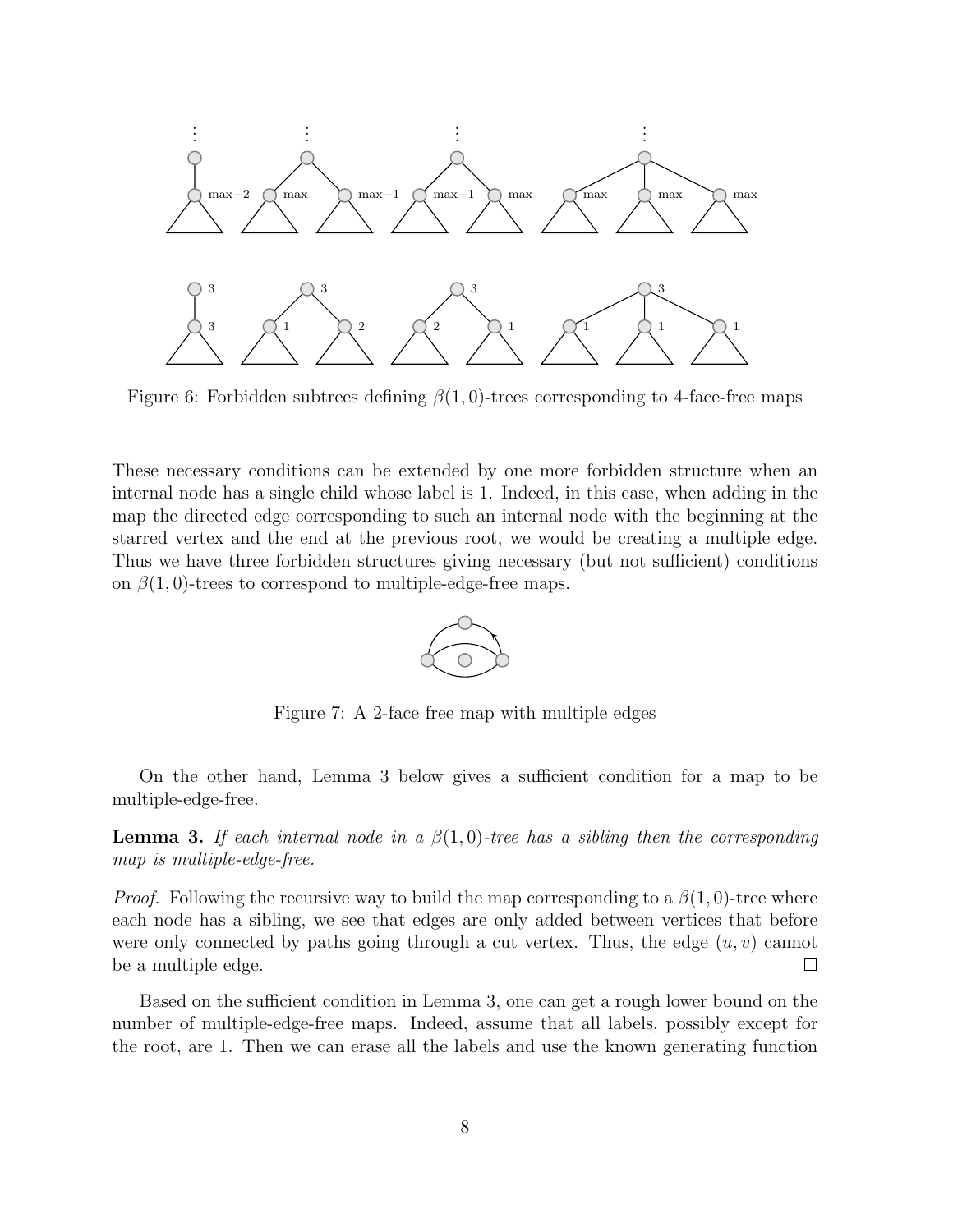max−2 max max−1 max−1 max max max max

3 3 3 1 2 3 2 1 3 1 1 1

Figure 6: Forbidden subtrees defining $\beta(1,0)$-trees corresponding to 4-face-free maps

These necessary conditions can be extended by one more forbidden structure when an internal node has a single child whose label is 1. Indeed, in this case, when adding in the map the directed edge corresponding to such an internal node with the beginning at the starred vertex and the end at the previous root, we would be creating a multiple edge. Thus we have three forbidden structures giving necessary (but not sufficient) conditions on $\beta(1,0)$-trees to correspond to multiple-edge-free maps.

Figure 7: A 2-face free map with multiple edges

On the other hand, Lemma 3 below gives a sufficient condition for a map to be multiple-edge-free.

**Lemma 3.** *If each internal node in a $\beta(1,0)$-tree has a sibling then the corresponding map is multiple-edge-free.*

*Proof.* Following the recursive way to build the map corresponding to a $\beta(1,0)$-tree where each node has a sibling, we see that edges are only added between vertices that before were only connected by paths going through a cut vertex. Thus, the edge $(u,v)$ cannot be a multiple edge. □

Based on the sufficient condition in Lemma 3, one can get a rough lower bound on the number of multiple-edge-free maps. Indeed, assume that all labels, possibly except for the root, are 1. Then we can erase all the labels and use the known generating function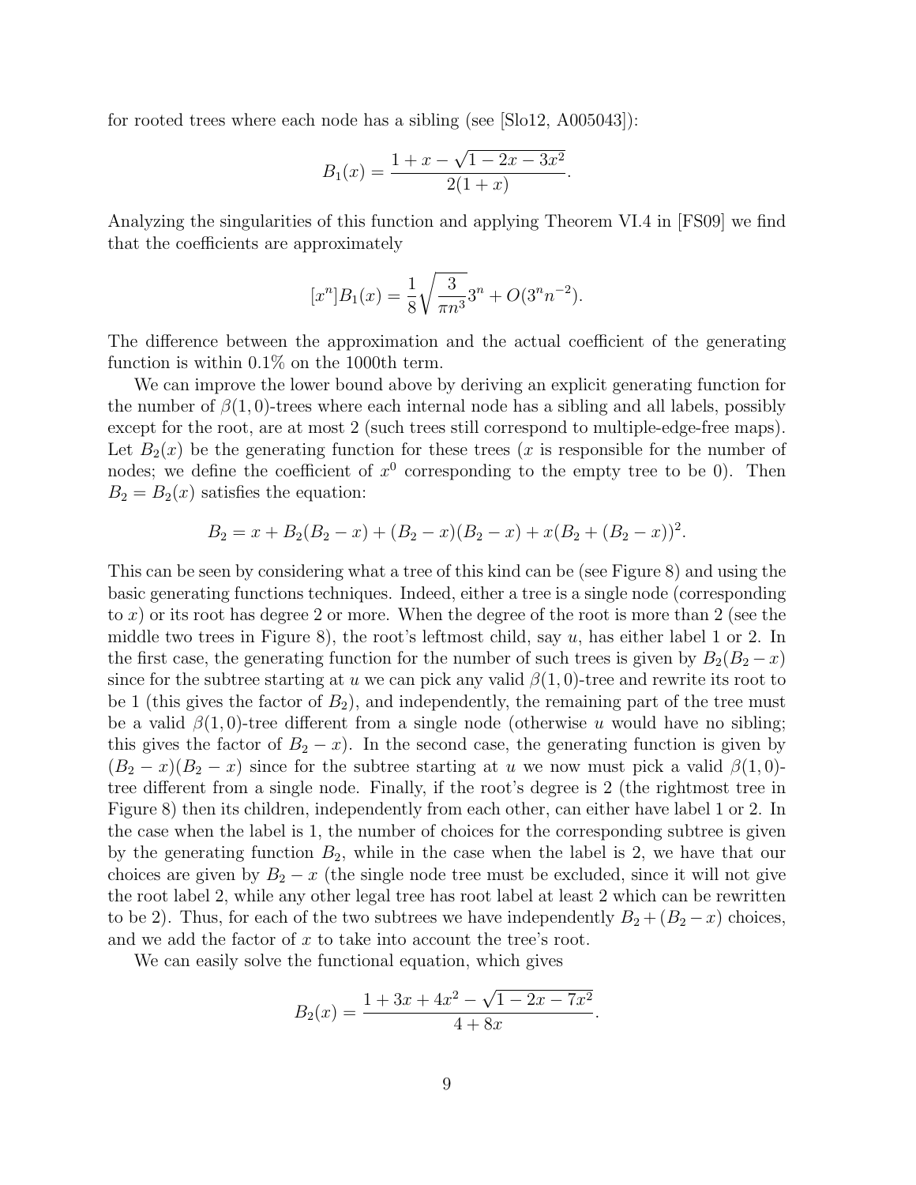for rooted trees where each node has a sibling (see [Slo12, A005043]):

$$B_1(x) = \frac{1+x-\sqrt{1-2x-3x^2}}{2(1+x)}.$$

Analyzing the singularities of this function and applying Theorem VI.4 in [FS09] we find that the coefficients are approximately

$$[x^n]B_1(x) = \frac{1}{8}\sqrt{\frac{3}{\pi n^3}}3^n + O(3^n n^{-2}).$$

The difference between the approximation and the actual coefficient of the generating function is within 0.1% on the 1000th term.

We can improve the lower bound above by deriving an explicit generating function for the number of $\beta(1,0)$-trees where each internal node has a sibling and all labels, possibly except for the root, are at most 2 (such trees still correspond to multiple-edge-free maps). Let $B_2(x)$ be the generating function for these trees ($x$ is responsible for the number of nodes; we define the coefficient of $x^0$ corresponding to the empty tree to be 0). Then $B_2 = B_2(x)$ satisfies the equation:

$$B_2 = x + B_2(B_2 - x) + (B_2 - x)(B_2 - x) + x(B_2 + (B_2 - x))^2.$$

This can be seen by considering what a tree of this kind can be (see Figure 8) and using the basic generating functions techniques. Indeed, either a tree is a single node (corresponding to $x$) or its root has degree 2 or more. When the degree of the root is more than 2 (see the middle two trees in Figure 8), the root's leftmost child, say $u$, has either label 1 or 2. In the first case, the generating function for the number of such trees is given by $B_2(B_2 - x)$ since for the subtree starting at $u$ we can pick any valid $\beta(1,0)$-tree and rewrite its root to be 1 (this gives the factor of $B_2$), and independently, the remaining part of the tree must be a valid $\beta(1,0)$-tree different from a single node (otherwise $u$ would have no sibling; this gives the factor of $B_2 - x$). In the second case, the generating function is given by $(B_2 - x)(B_2 - x)$ since for the subtree starting at $u$ we now must pick a valid $\beta(1,0)$-tree different from a single node. Finally, if the root's degree is 2 (the rightmost tree in Figure 8) then its children, independently from each other, can either have label 1 or 2. In the case when the label is 1, the number of choices for the corresponding subtree is given by the generating function $B_2$, while in the case when the label is 2, we have that our choices are given by $B_2 - x$ (the single node tree must be excluded, since it will not give the root label 2, while any other legal tree has root label at least 2 which can be rewritten to be 2). Thus, for each of the two subtrees we have independently $B_2 + (B_2 - x)$ choices, and we add the factor of $x$ to take into account the tree's root.

We can easily solve the functional equation, which gives

$$B_2(x) = \frac{1+3x+4x^2-\sqrt{1-2x-7x^2}}{4+8x}.$$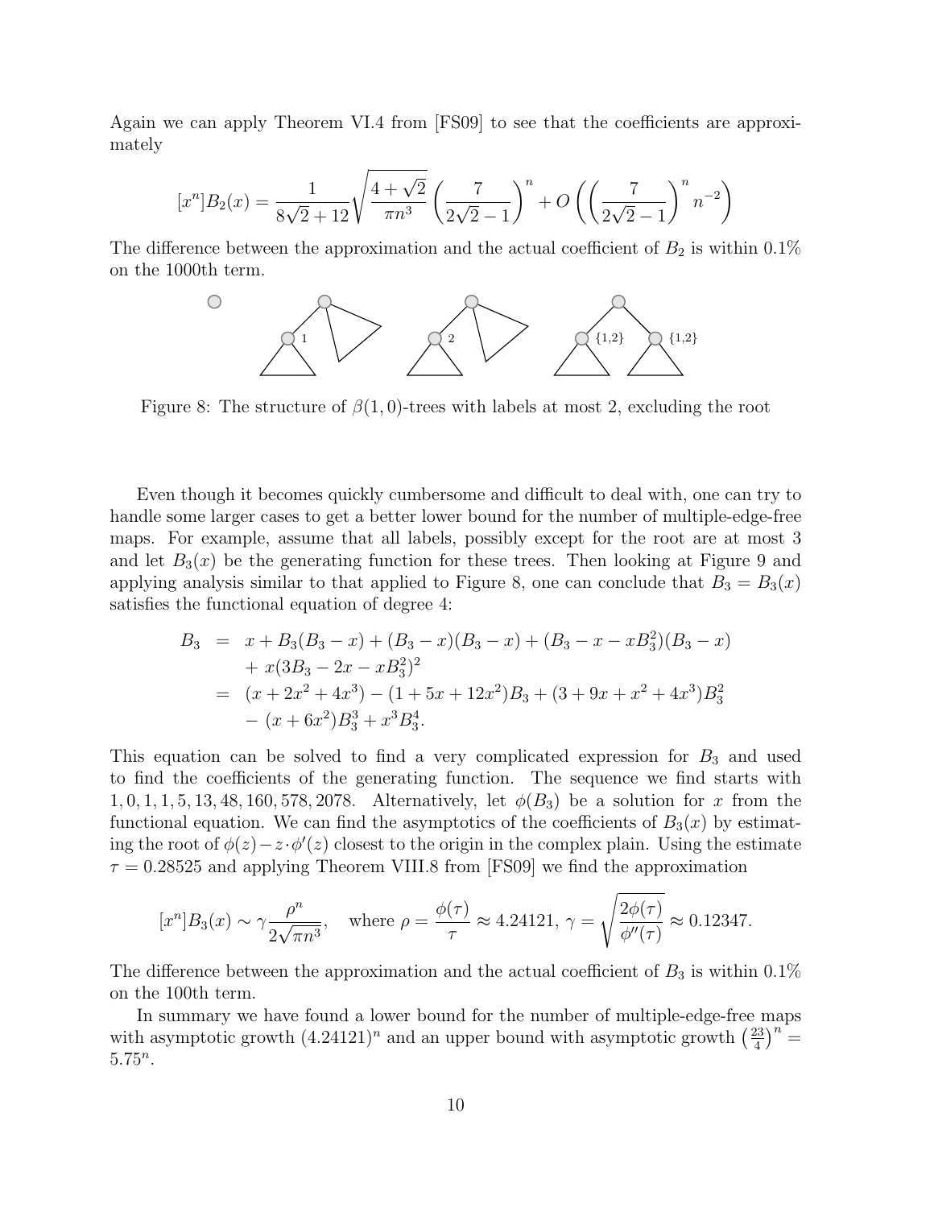Again we can apply Theorem VI.4 from [FS09] to see that the coefficients are approximately

$$[x^n]B_2(x) = \frac{1}{8\sqrt{2}+12}\sqrt{\frac{4+\sqrt{2}}{\pi n^3}}\left(\frac{7}{2\sqrt{2}-1}\right)^n + O\left(\left(\frac{7}{2\sqrt{2}-1}\right)^n n^{-2}\right)$$

The difference between the approximation and the actual coefficient of $B_2$ is within 0.1% on the 1000th term.

1

2

{1,2}

{1,2}

Figure 8: The structure of $\beta(1,0)$-trees with labels at most 2, excluding the root

Even though it becomes quickly cumbersome and difficult to deal with, one can try to handle some larger cases to get a better lower bound for the number of multiple-edge-free maps. For example, assume that all labels, possibly except for the root are at most 3 and let $B_3(x)$ be the generating function for these trees. Then looking at Figure 9 and applying analysis similar to that applied to Figure 8, one can conclude that $B_3 = B_3(x)$ satisfies the functional equation of degree 4:

$$\begin{aligned}
B_3 &= x + B_3(B_3 - x) + (B_3 - x)(B_3 - x) + (B_3 - x - xB_3^2)(B_3 - x) \\
&\quad + x(3B_3 - 2x - xB_3^2)^2 \\
&= (x + 2x^2 + 4x^3) - (1 + 5x + 12x^2)B_3 + (3 + 9x + x^2 + 4x^3)B_3^2 \\
&\quad - (x + 6x^2)B_3^3 + x^3B_3^4.
\end{aligned}$$

This equation can be solved to find a very complicated expression for $B_3$ and used to find the coefficients of the generating function. The sequence we find starts with $1, 0, 1, 1, 5, 13, 48, 160, 578, 2078$. Alternatively, let $\phi(B_3)$ be a solution for $x$ from the functional equation. We can find the asymptotics of the coefficients of $B_3(x)$ by estimating the root of $\phi(z) - z \cdot \phi'(z)$ closest to the origin in the complex plain. Using the estimate $\tau = 0.28525$ and applying Theorem VIII.8 from [FS09] we find the approximation

$$[x^n]B_3(x) \sim \gamma \frac{\rho^n}{2\sqrt{\pi n^3}}, \quad \text{where } \rho = \frac{\phi(\tau)}{\tau} \approx 4.24121, \ \gamma = \sqrt{\frac{2\phi(\tau)}{\phi''(\tau)}} \approx 0.12347.$$

The difference between the approximation and the actual coefficient of $B_3$ is within 0.1% on the 100th term.

In summary we have found a lower bound for the number of multiple-edge-free maps with asymptotic growth $(4.24121)^n$ and an upper bound with asymptotic growth $\left(\frac{23}{4}\right)^n = 5.75^n$.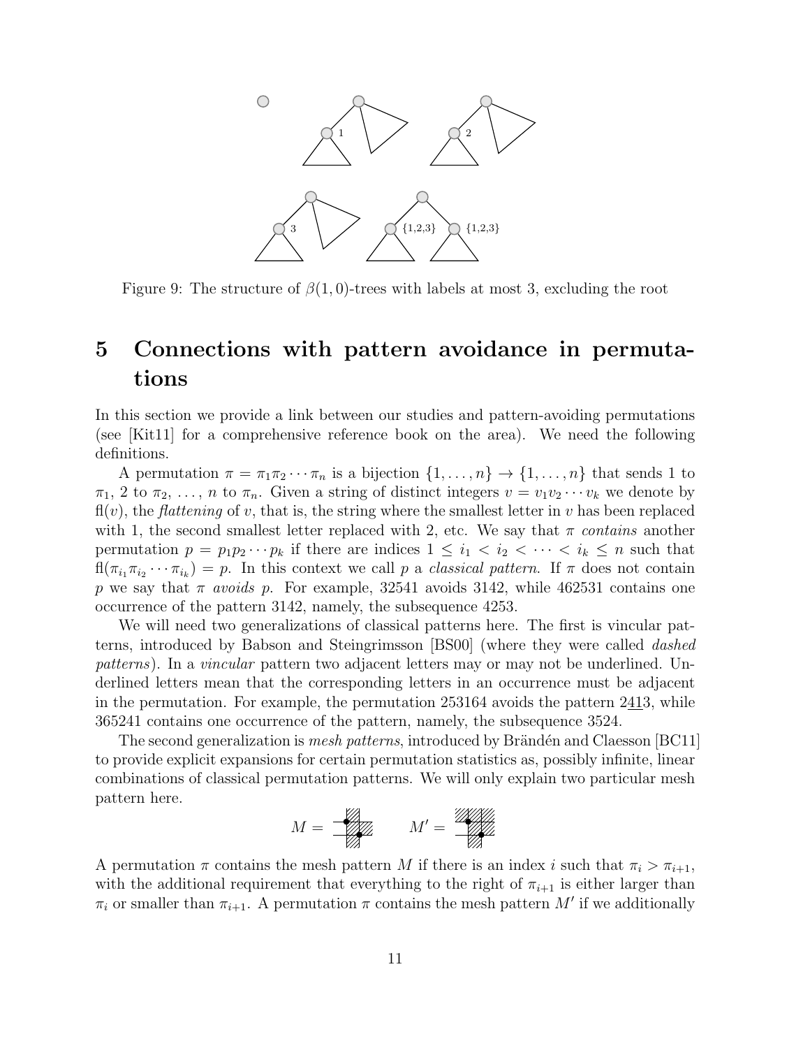Figure 9: The structure of $\beta(1,0)$-trees with labels at most 3, excluding the root

# 5 Connections with pattern avoidance in permutations

In this section we provide a link between our studies and pattern-avoiding permutations (see [Kit11] for a comprehensive reference book on the area). We need the following definitions.

A permutation $\pi = \pi_1\pi_2\cdots\pi_n$ is a bijection $\{1,\ldots,n\} \to \{1,\ldots,n\}$ that sends 1 to $\pi_1$, 2 to $\pi_2$, …, $n$ to $\pi_n$. Given a string of distinct integers $v = v_1v_2\cdots v_k$ we denote by $\mathrm{fl}(v)$, the *flattening* of $v$, that is, the string where the smallest letter in $v$ has been replaced with 1, the second smallest letter replaced with 2, etc. We say that $\pi$ *contains* another permutation $p = p_1p_2\cdots p_k$ if there are indices $1 \le i_1 < i_2 < \cdots < i_k \le n$ such that $\mathrm{fl}(\pi_{i_1}\pi_{i_2}\cdots\pi_{i_k}) = p$. In this context we call $p$ a *classical pattern*. If $\pi$ does not contain $p$ we say that $\pi$ *avoids* $p$. For example, 32541 avoids 3142, while 462531 contains one occurrence of the pattern 3142, namely, the subsequence 4253.

We will need two generalizations of classical patterns here. The first is vincular patterns, introduced by Babson and Steingrimsson [BS00] (where they were called *dashed patterns*). In a *vincular* pattern two adjacent letters may or may not be underlined. Underlined letters mean that the corresponding letters in an occurrence must be adjacent in the permutation. For example, the permutation 253164 avoids the pattern $2\underline{41}3$, while 365241 contains one occurrence of the pattern, namely, the subsequence 3524.

The second generalization is *mesh patterns*, introduced by Brändén and Claesson [BC11] to provide explicit expansions for certain permutation statistics as, possibly infinite, linear combinations of classical permutation patterns. We will only explain two particular mesh pattern here.

$M =$ [mesh pattern diagram] $\qquad M' =$ [mesh pattern diagram]

A permutation $\pi$ contains the mesh pattern $M$ if there is an index $i$ such that $\pi_i > \pi_{i+1}$, with the additional requirement that everything to the right of $\pi_{i+1}$ is either larger than $\pi_i$ or smaller than $\pi_{i+1}$. A permutation $\pi$ contains the mesh pattern $M'$ if we additionally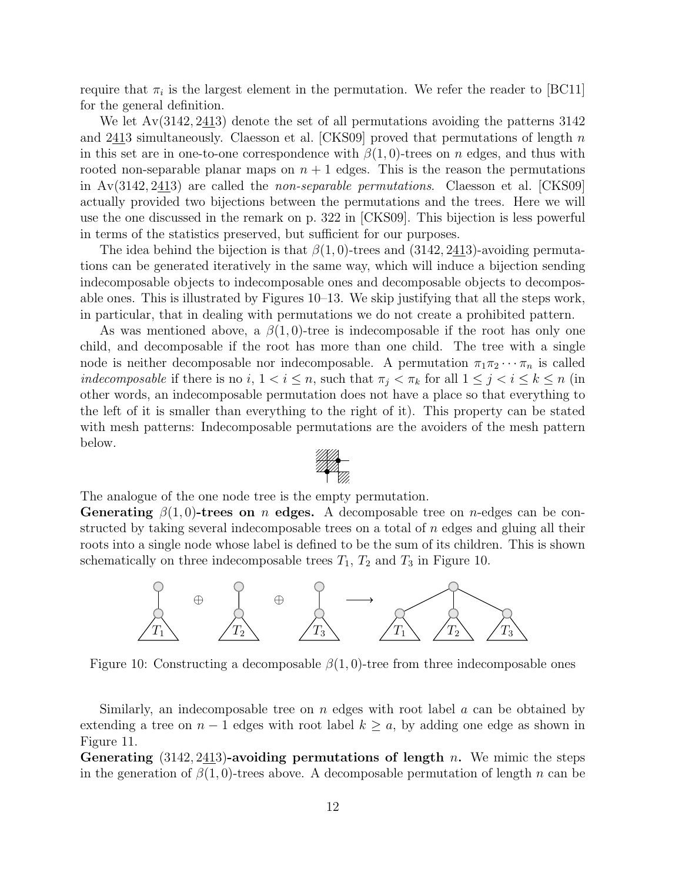require that $\pi_i$ is the largest element in the permutation. We refer the reader to [BC11] for the general definition.

We let Av(3142, $2\underline{41}3$) denote the set of all permutations avoiding the patterns 3142 and $2\underline{41}3$ simultaneously. Claesson et al. [CKS09] proved that permutations of length $n$ in this set are in one-to-one correspondence with $\beta(1,0)$-trees on $n$ edges, and thus with rooted non-separable planar maps on $n+1$ edges. This is the reason the permutations in Av(3142, $2\underline{41}3$) are called the *non-separable permutations*. Claesson et al. [CKS09] actually provided two bijections between the permutations and the trees. Here we will use the one discussed in the remark on p. 322 in [CKS09]. This bijection is less powerful in terms of the statistics preserved, but sufficient for our purposes.

The idea behind the bijection is that $\beta(1,0)$-trees and (3142, $2\underline{41}3$)-avoiding permutations can be generated iteratively in the same way, which will induce a bijection sending indecomposable objects to indecomposable ones and decomposable objects to decomposable ones. This is illustrated by Figures 10–13. We skip justifying that all the steps work, in particular, that in dealing with permutations we do not create a prohibited pattern.

As was mentioned above, a $\beta(1,0)$-tree is indecomposable if the root has only one child, and decomposable if the root has more than one child. The tree with a single node is neither decomposable nor indecomposable. A permutation $\pi_1\pi_2\cdots\pi_n$ is called *indecomposable* if there is no $i$, $1 < i \leq n$, such that $\pi_j < \pi_k$ for all $1 \leq j < i \leq k \leq n$ (in other words, an indecomposable permutation does not have a place so that everything to the left of it is smaller than everything to the right of it). This property can be stated with mesh patterns: Indecomposable permutations are the avoiders of the mesh pattern below.

The analogue of the one node tree is the empty permutation.

**Generating $\beta(1,0)$-trees on $n$ edges.** A decomposable tree on $n$-edges can be constructed by taking several indecomposable trees on a total of $n$ edges and gluing all their roots into a single node whose label is defined to be the sum of its children. This is shown schematically on three indecomposable trees $T_1$, $T_2$ and $T_3$ in Figure 10.

Figure 10: Constructing a decomposable $\beta(1,0)$-tree from three indecomposable ones

Similarly, an indecomposable tree on $n$ edges with root label $a$ can be obtained by extending a tree on $n-1$ edges with root label $k \geq a$, by adding one edge as shown in Figure 11.

**Generating (3142, $2\underline{41}3$)-avoiding permutations of length $n$.** We mimic the steps in the generation of $\beta(1,0)$-trees above. A decomposable permutation of length $n$ can be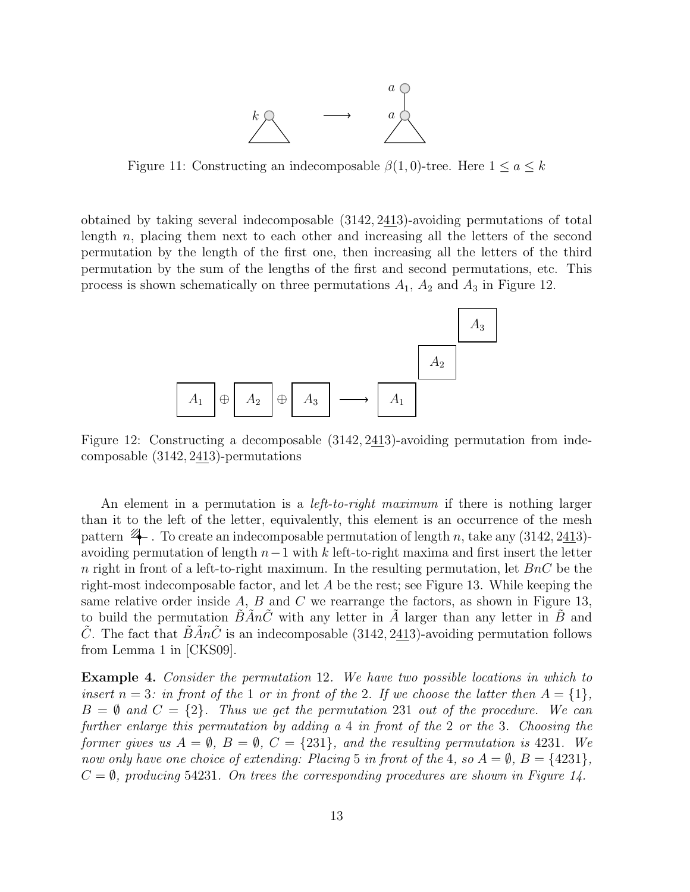Figure 11: Constructing an indecomposable $\beta(1,0)$-tree. Here $1 \leq a \leq k$

obtained by taking several indecomposable $(3142, 2\underline{41}3)$-avoiding permutations of total length $n$, placing them next to each other and increasing all the letters of the second permutation by the length of the first one, then increasing all the letters of the third permutation by the sum of the lengths of the first and second permutations, etc. This process is shown schematically on three permutations $A_1$, $A_2$ and $A_3$ in Figure 12.

Figure 12: Constructing a decomposable $(3142, 2\underline{41}3)$-avoiding permutation from indecomposable $(3142, 2\underline{41}3)$-permutations

An element in a permutation is a *left-to-right maximum* if there is nothing larger than it to the left of the letter, equivalently, this element is an occurrence of the mesh pattern . To create an indecomposable permutation of length $n$, take any $(3142, 2\underline{41}3)$-avoiding permutation of length $n-1$ with $k$ left-to-right maxima and first insert the letter $n$ right in front of a left-to-right maximum. In the resulting permutation, let $BnC$ be the right-most indecomposable factor, and let $A$ be the rest; see Figure 13. While keeping the same relative order inside $A$, $B$ and $C$ we rearrange the factors, as shown in Figure 13, to build the permutation $\tilde{B}\tilde{A}n\tilde{C}$ with any letter in $\tilde{A}$ larger than any letter in $\tilde{B}$ and $\tilde{C}$. The fact that $\tilde{B}\tilde{A}n\tilde{C}$ is an indecomposable $(3142, 2\underline{41}3)$-avoiding permutation follows from Lemma 1 in [CKS09].

**Example 4.** *Consider the permutation* 12*. We have two possible locations in which to insert* $n = 3$*: in front of the* 1 *or in front of the* 2*. If we choose the latter then* $A = \{1\}$*,* $B = \emptyset$ *and* $C = \{2\}$*. Thus we get the permutation* 231 *out of the procedure. We can further enlarge this permutation by adding a* 4 *in front of the* 2 *or the* 3*. Choosing the former gives us* $A = \emptyset$*,* $B = \emptyset$*,* $C = \{231\}$*, and the resulting permutation is* 4231*. We now only have one choice of extending: Placing* 5 *in front of the* 4*, so* $A = \emptyset$*,* $B = \{4231\}$*,* $C = \emptyset$*, producing* 54231*. On trees the corresponding procedures are shown in Figure 14.*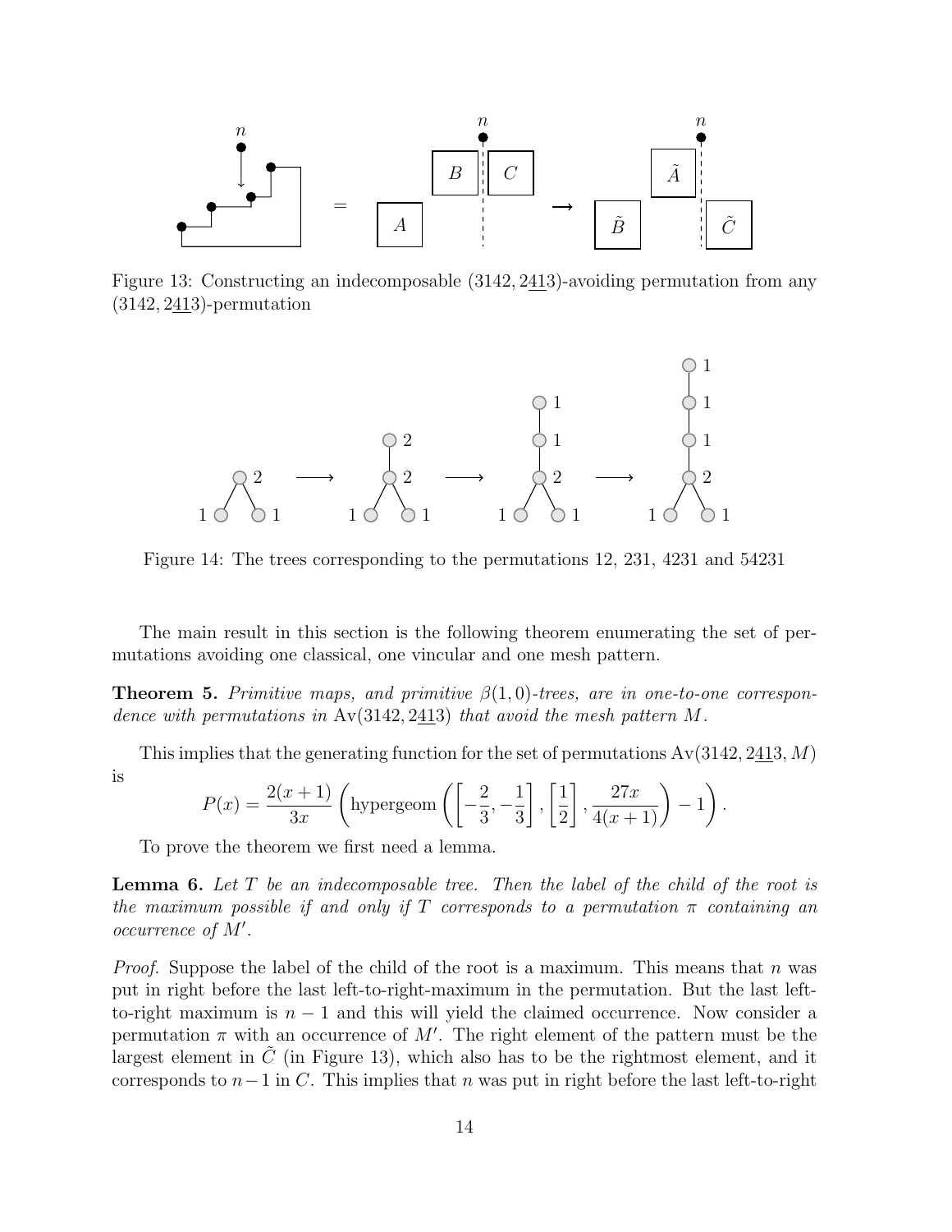Figure 13: Constructing an indecomposable $(3142, 2\underline{41}3)$-avoiding permutation from any $(3142, 2\underline{41}3)$-permutation

Figure 14: The trees corresponding to the permutations 12, 231, 4231 and 54231

The main result in this section is the following theorem enumerating the set of permutations avoiding one classical, one vincular and one mesh pattern.

**Theorem 5.** *Primitive maps, and primitive $\beta(1,0)$-trees, are in one-to-one correspondence with permutations in* $\mathrm{Av}(3142, 2\underline{41}3)$ *that avoid the mesh pattern $M$.*

This implies that the generating function for the set of permutations $\mathrm{Av}(3142, 2\underline{41}3, M)$ is

$$P(x) = \frac{2(x+1)}{3x}\left(\mathrm{hypergeom}\left(\left[-\frac{2}{3}, -\frac{1}{3}\right], \left[\frac{1}{2}\right], \frac{27x}{4(x+1)}\right) - 1\right).$$

To prove the theorem we first need a lemma.

**Lemma 6.** *Let $T$ be an indecomposable tree. Then the label of the child of the root is the maximum possible if and only if $T$ corresponds to a permutation $\pi$ containing an occurrence of $M'$.*

*Proof.* Suppose the label of the child of the root is a maximum. This means that $n$ was put in right before the last left-to-right-maximum in the permutation. But the last left-to-right maximum is $n-1$ and this will yield the claimed occurrence. Now consider a permutation $\pi$ with an occurrence of $M'$. The right element of the pattern must be the largest element in $\tilde{C}$ (in Figure 13), which also has to be the rightmost element, and it corresponds to $n-1$ in $C$. This implies that $n$ was put in right before the last left-to-right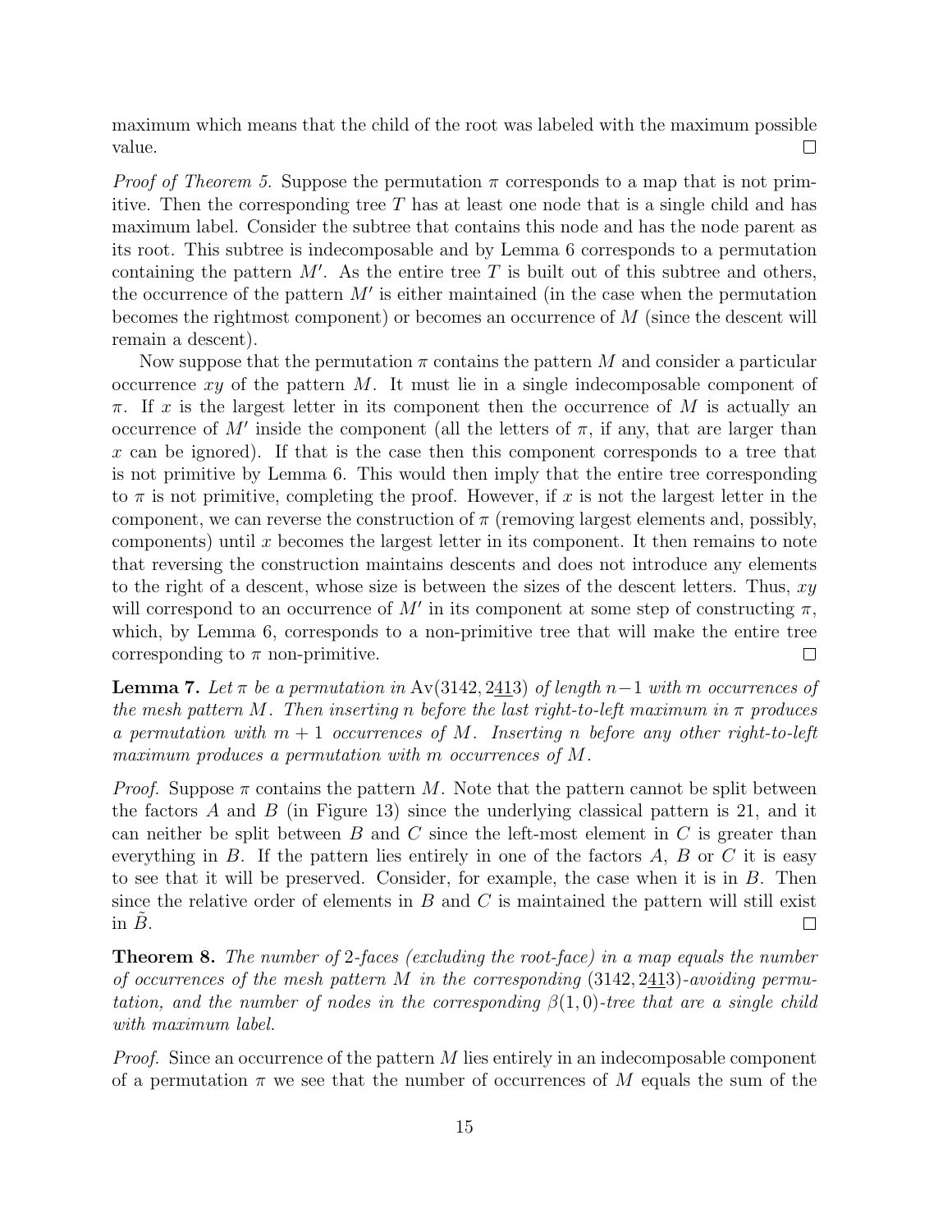maximum which means that the child of the root was labeled with the maximum possible value. □

*Proof of Theorem 5.* Suppose the permutation $\pi$ corresponds to a map that is not primitive. Then the corresponding tree $T$ has at least one node that is a single child and has maximum label. Consider the subtree that contains this node and has the node parent as its root. This subtree is indecomposable and by Lemma 6 corresponds to a permutation containing the pattern $M'$. As the entire tree $T$ is built out of this subtree and others, the occurrence of the pattern $M'$ is either maintained (in the case when the permutation becomes the rightmost component) or becomes an occurrence of $M$ (since the descent will remain a descent).

Now suppose that the permutation $\pi$ contains the pattern $M$ and consider a particular occurrence $xy$ of the pattern $M$. It must lie in a single indecomposable component of $\pi$. If $x$ is the largest letter in its component then the occurrence of $M$ is actually an occurrence of $M'$ inside the component (all the letters of $\pi$, if any, that are larger than $x$ can be ignored). If that is the case then this component corresponds to a tree that is not primitive by Lemma 6. This would then imply that the entire tree corresponding to $\pi$ is not primitive, completing the proof. However, if $x$ is not the largest letter in the component, we can reverse the construction of $\pi$ (removing largest elements and, possibly, components) until $x$ becomes the largest letter in its component. It then remains to note that reversing the construction maintains descents and does not introduce any elements to the right of a descent, whose size is between the sizes of the descent letters. Thus, $xy$ will correspond to an occurrence of $M'$ in its component at some step of constructing $\pi$, which, by Lemma 6, corresponds to a non-primitive tree that will make the entire tree corresponding to $\pi$ non-primitive. □

**Lemma 7.** *Let $\pi$ be a permutation in $\mathrm{Av}(3142, 2\underline{41}3)$ of length $n-1$ with $m$ occurrences of the mesh pattern $M$. Then inserting $n$ before the last right-to-left maximum in $\pi$ produces a permutation with $m+1$ occurrences of $M$. Inserting $n$ before any other right-to-left maximum produces a permutation with $m$ occurrences of $M$.*

*Proof.* Suppose $\pi$ contains the pattern $M$. Note that the pattern cannot be split between the factors $A$ and $B$ (in Figure 13) since the underlying classical pattern is 21, and it can neither be split between $B$ and $C$ since the left-most element in $C$ is greater than everything in $B$. If the pattern lies entirely in one of the factors $A$, $B$ or $C$ it is easy to see that it will be preserved. Consider, for example, the case when it is in $B$. Then since the relative order of elements in $B$ and $C$ is maintained the pattern will still exist in $\tilde{B}$. □

**Theorem 8.** *The number of 2-faces (excluding the root-face) in a map equals the number of occurrences of the mesh pattern $M$ in the corresponding $(3142, 2\underline{41}3)$-avoiding permutation, and the number of nodes in the corresponding $\beta(1,0)$-tree that are a single child with maximum label.*

*Proof.* Since an occurrence of the pattern $M$ lies entirely in an indecomposable component of a permutation $\pi$ we see that the number of occurrences of $M$ equals the sum of the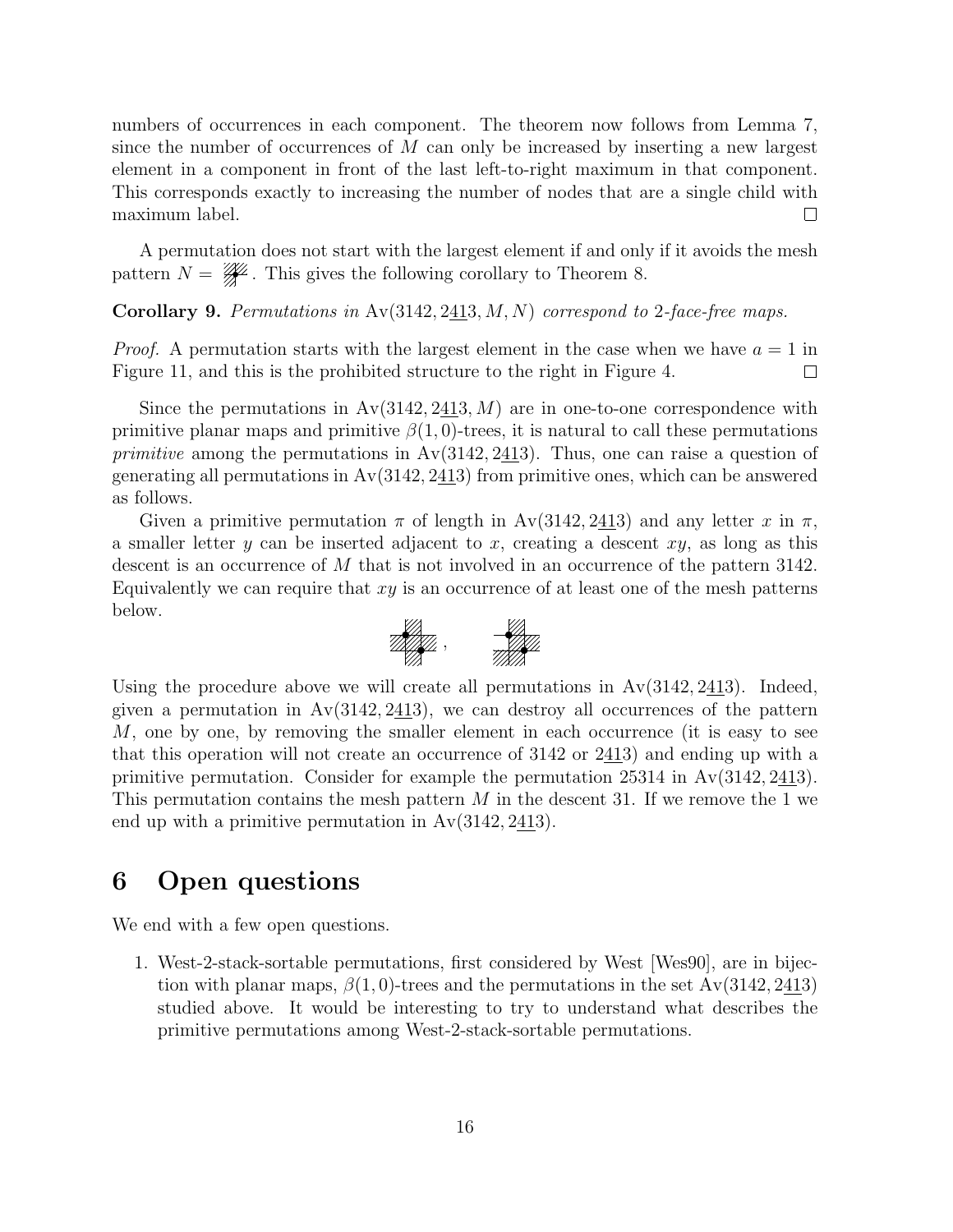numbers of occurrences in each component. The theorem now follows from Lemma 7, since the number of occurrences of $M$ can only be increased by inserting a new largest element in a component in front of the last left-to-right maximum in that component. This corresponds exactly to increasing the number of nodes that are a single child with maximum label. □

A permutation does not start with the largest element if and only if it avoids the mesh pattern $N =$ . This gives the following corollary to Theorem 8.

**Corollary 9.** *Permutations in* $\mathrm{Av}(3142, 2\underline{41}3, M, N)$ *correspond to* 2*-face-free maps.*

*Proof.* A permutation starts with the largest element in the case when we have $a = 1$ in Figure 11, and this is the prohibited structure to the right in Figure 4. □

Since the permutations in $\mathrm{Av}(3142, 2\underline{41}3, M)$ are in one-to-one correspondence with primitive planar maps and primitive $\beta(1, 0)$-trees, it is natural to call these permutations *primitive* among the permutations in $\mathrm{Av}(3142, 2\underline{41}3)$. Thus, one can raise a question of generating all permutations in $\mathrm{Av}(3142, 2\underline{41}3)$ from primitive ones, which can be answered as follows.

Given a primitive permutation $\pi$ of length in $\mathrm{Av}(3142, 2\underline{41}3)$ and any letter $x$ in $\pi$, a smaller letter $y$ can be inserted adjacent to $x$, creating a descent $xy$, as long as this descent is an occurrence of $M$ that is not involved in an occurrence of the pattern 3142. Equivalently we can require that $xy$ is an occurrence of at least one of the mesh patterns below.

Using the procedure above we will create all permutations in $\mathrm{Av}(3142, 2\underline{41}3)$. Indeed, given a permutation in $\mathrm{Av}(3142, 2\underline{41}3)$, we can destroy all occurrences of the pattern $M$, one by one, by removing the smaller element in each occurrence (it is easy to see that this operation will not create an occurrence of 3142 or $2\underline{41}3$) and ending up with a primitive permutation. Consider for example the permutation 25314 in $\mathrm{Av}(3142, 2\underline{41}3)$. This permutation contains the mesh pattern $M$ in the descent 31. If we remove the 1 we end up with a primitive permutation in $\mathrm{Av}(3142, 2\underline{41}3)$.

# 6 Open questions

We end with a few open questions.

1. West-2-stack-sortable permutations, first considered by West [Wes90], are in bijection with planar maps, $\beta(1, 0)$-trees and the permutations in the set $\mathrm{Av}(3142, 2\underline{41}3)$ studied above. It would be interesting to try to understand what describes the primitive permutations among West-2-stack-sortable permutations.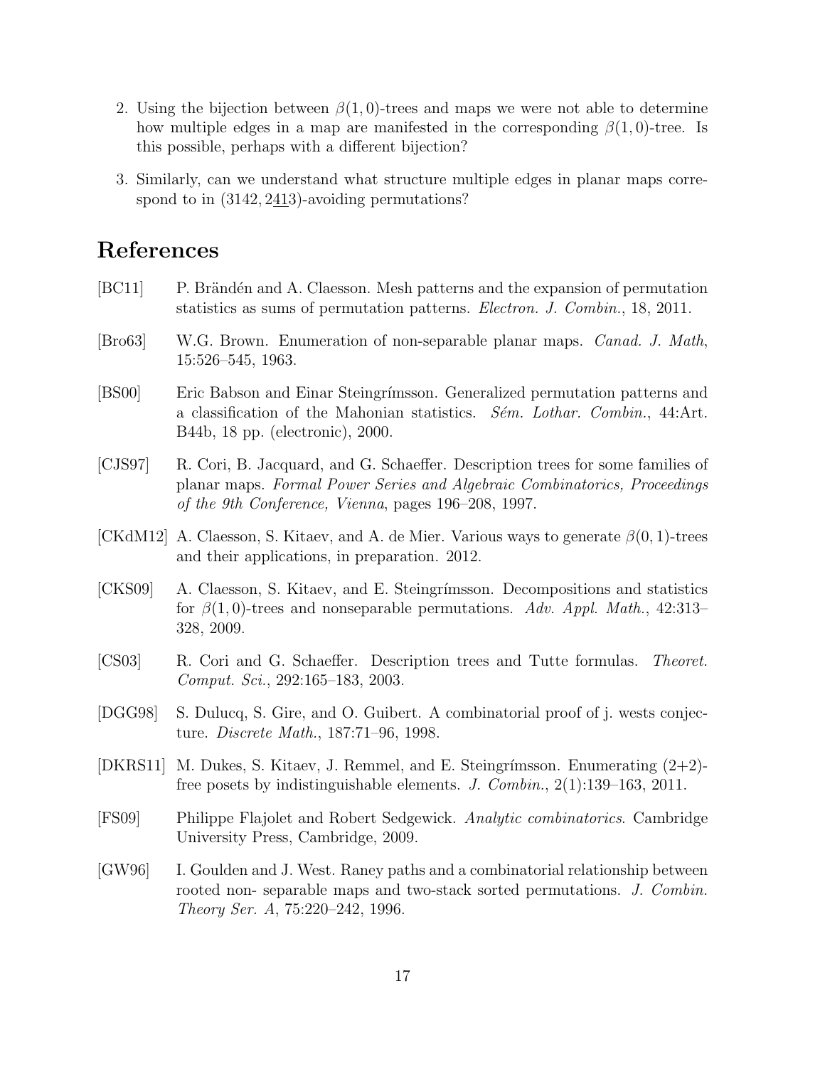2. Using the bijection between $\beta(1,0)$-trees and maps we were not able to determine how multiple edges in a map are manifested in the corresponding $\beta(1,0)$-tree. Is this possible, perhaps with a different bijection?

3. Similarly, can we understand what structure multiple edges in planar maps correspond to in $(3142, 2\underline{41}3)$-avoiding permutations?

# References

[BC11] P. Brändén and A. Claesson. Mesh patterns and the expansion of permutation statistics as sums of permutation patterns. *Electron. J. Combin.*, 18, 2011.

[Bro63] W.G. Brown. Enumeration of non-separable planar maps. *Canad. J. Math*, 15:526–545, 1963.

[BS00] Eric Babson and Einar Steingrímsson. Generalized permutation patterns and a classification of the Mahonian statistics. *Sém. Lothar. Combin.*, 44:Art. B44b, 18 pp. (electronic), 2000.

[CJS97] R. Cori, B. Jacquard, and G. Schaeffer. Description trees for some families of planar maps. *Formal Power Series and Algebraic Combinatorics, Proceedings of the 9th Conference, Vienna*, pages 196–208, 1997.

[CKdM12] A. Claesson, S. Kitaev, and A. de Mier. Various ways to generate $\beta(0,1)$-trees and their applications, in preparation. 2012.

[CKS09] A. Claesson, S. Kitaev, and E. Steingrímsson. Decompositions and statistics for $\beta(1,0)$-trees and nonseparable permutations. *Adv. Appl. Math.*, 42:313–328, 2009.

[CS03] R. Cori and G. Schaeffer. Description trees and Tutte formulas. *Theoret. Comput. Sci.*, 292:165–183, 2003.

[DGG98] S. Dulucq, S. Gire, and O. Guibert. A combinatorial proof of j. wests conjecture. *Discrete Math.*, 187:71–96, 1998.

[DKRS11] M. Dukes, S. Kitaev, J. Remmel, and E. Steingrímsson. Enumerating (2+2)-free posets by indistinguishable elements. *J. Combin.*, 2(1):139–163, 2011.

[FS09] Philippe Flajolet and Robert Sedgewick. *Analytic combinatorics*. Cambridge University Press, Cambridge, 2009.

[GW96] I. Goulden and J. West. Raney paths and a combinatorial relationship between rooted non- separable maps and two-stack sorted permutations. *J. Combin. Theory Ser. A*, 75:220–242, 1996.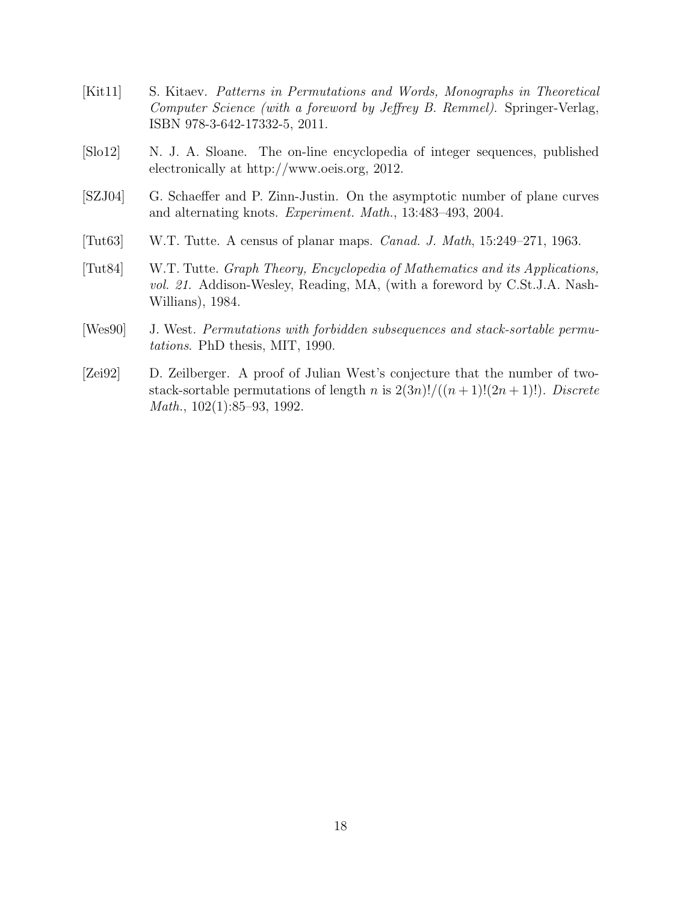[Kit11] S. Kitaev. *Patterns in Permutations and Words, Monographs in Theoretical Computer Science (with a foreword by Jeffrey B. Remmel).* Springer-Verlag, ISBN 978-3-642-17332-5, 2011.

[Slo12] N. J. A. Sloane. The on-line encyclopedia of integer sequences, published electronically at http://www.oeis.org, 2012.

[SZJ04] G. Schaeffer and P. Zinn-Justin. On the asymptotic number of plane curves and alternating knots. *Experiment. Math.*, 13:483–493, 2004.

[Tut63] W.T. Tutte. A census of planar maps. *Canad. J. Math*, 15:249–271, 1963.

[Tut84] W.T. Tutte. *Graph Theory, Encyclopedia of Mathematics and its Applications, vol. 21.* Addison-Wesley, Reading, MA, (with a foreword by C.St.J.A. Nash-Willians), 1984.

[Wes90] J. West. *Permutations with forbidden subsequences and stack-sortable permutations*. PhD thesis, MIT, 1990.

[Zei92] D. Zeilberger. A proof of Julian West's conjecture that the number of two-stack-sortable permutations of length $n$ is $2(3n)!/((n+1)!(2n+1)!)$. *Discrete Math.*, 102(1):85–93, 1992.